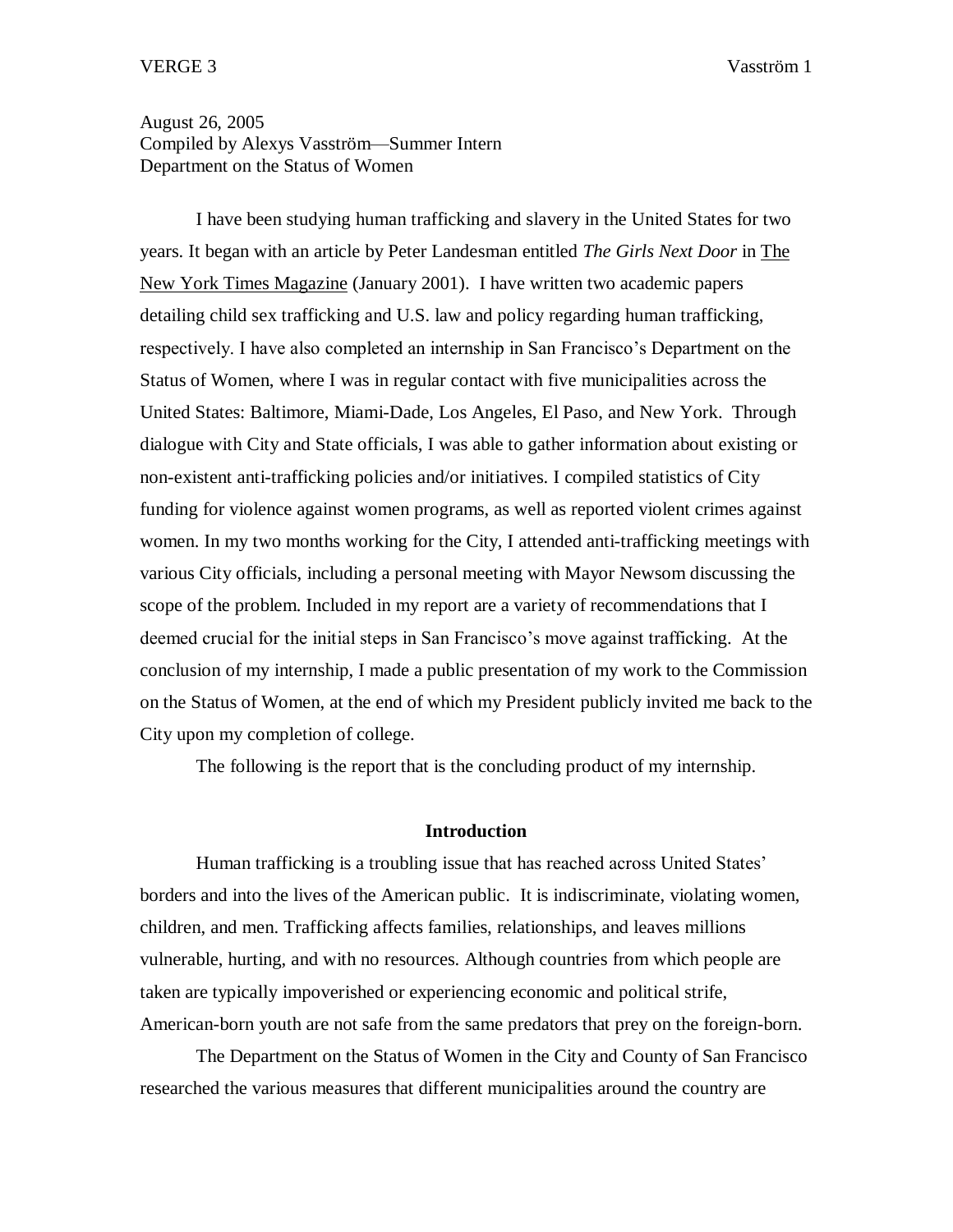August 26, 2005
Compiled by Alexys Vasström—Summer Intern
Department on the Status of Women

I have been studying human trafficking and slavery in the United States for two years. It began with an article by Peter Landesman entitled *The Girls Next Door* in The New York Times Magazine (January 2001). I have written two academic papers detailing child sex trafficking and U.S. law and policy regarding human trafficking, respectively. I have also completed an internship in San Francisco's Department on the Status of Women, where I was in regular contact with five municipalities across the United States: Baltimore, Miami-Dade, Los Angeles, El Paso, and New York. Through dialogue with City and State officials, I was able to gather information about existing or non-existent anti-trafficking policies and/or initiatives. I compiled statistics of City funding for violence against women programs, as well as reported violent crimes against women. In my two months working for the City, I attended anti-trafficking meetings with various City officials, including a personal meeting with Mayor Newsom discussing the scope of the problem. Included in my report are a variety of recommendations that I deemed crucial for the initial steps in San Francisco's move against trafficking. At the conclusion of my internship, I made a public presentation of my work to the Commission on the Status of Women, at the end of which my President publicly invited me back to the City upon my completion of college.

The following is the report that is the concluding product of my internship.

## Introduction

Human trafficking is a troubling issue that has reached across United States' borders and into the lives of the American public. It is indiscriminate, violating women, children, and men. Trafficking affects families, relationships, and leaves millions vulnerable, hurting, and with no resources. Although countries from which people are taken are typically impoverished or experiencing economic and political strife, American-born youth are not safe from the same predators that prey on the foreign-born.

The Department on the Status of Women in the City and County of San Francisco researched the various measures that different municipalities around the country are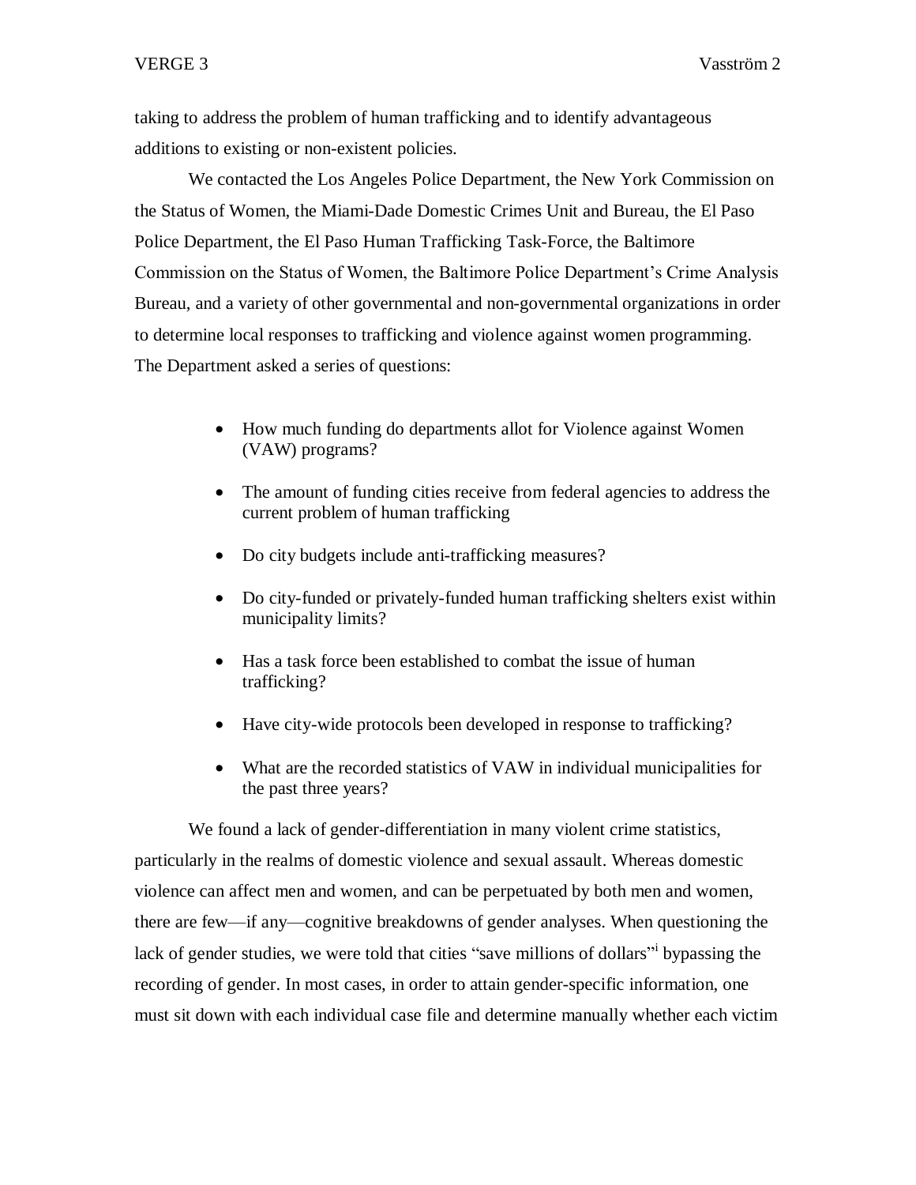taking to address the problem of human trafficking and to identify advantageous additions to existing or non-existent policies.

We contacted the Los Angeles Police Department, the New York Commission on the Status of Women, the Miami-Dade Domestic Crimes Unit and Bureau, the El Paso Police Department, the El Paso Human Trafficking Task-Force, the Baltimore Commission on the Status of Women, the Baltimore Police Department's Crime Analysis Bureau, and a variety of other governmental and non-governmental organizations in order to determine local responses to trafficking and violence against women programming. The Department asked a series of questions:

- How much funding do departments allot for Violence against Women (VAW) programs?
- The amount of funding cities receive from federal agencies to address the current problem of human trafficking
- Do city budgets include anti-trafficking measures?
- Do city-funded or privately-funded human trafficking shelters exist within municipality limits?
- Has a task force been established to combat the issue of human trafficking?
- Have city-wide protocols been developed in response to trafficking?
- What are the recorded statistics of VAW in individual municipalities for the past three years?

We found a lack of gender-differentiation in many violent crime statistics, particularly in the realms of domestic violence and sexual assault. Whereas domestic violence can affect men and women, and can be perpetuated by both men and women, there are few—if any—cognitive breakdowns of gender analyses. When questioning the lack of gender studies, we were told that cities "save millions of dollars"[i] bypassing the recording of gender. In most cases, in order to attain gender-specific information, one must sit down with each individual case file and determine manually whether each victim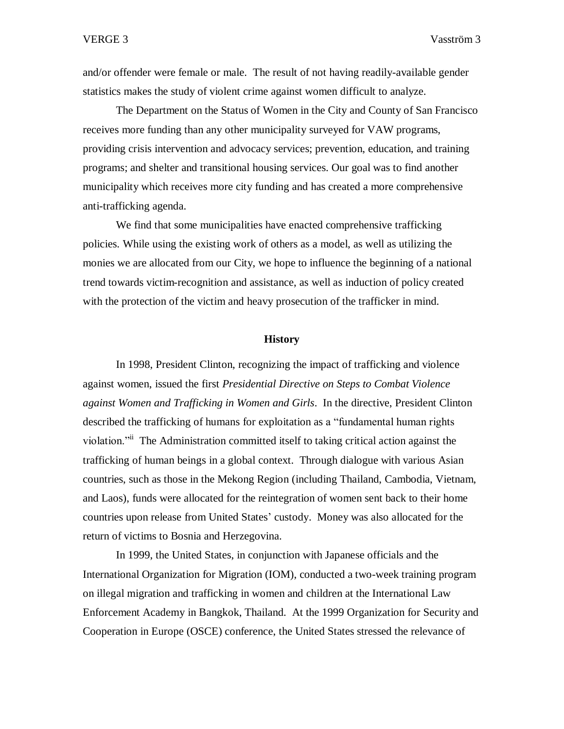and/or offender were female or male. The result of not having readily-available gender statistics makes the study of violent crime against women difficult to analyze.

The Department on the Status of Women in the City and County of San Francisco receives more funding than any other municipality surveyed for VAW programs, providing crisis intervention and advocacy services; prevention, education, and training programs; and shelter and transitional housing services. Our goal was to find another municipality which receives more city funding and has created a more comprehensive anti-trafficking agenda.

We find that some municipalities have enacted comprehensive trafficking policies. While using the existing work of others as a model, as well as utilizing the monies we are allocated from our City, we hope to influence the beginning of a national trend towards victim-recognition and assistance, as well as induction of policy created with the protection of the victim and heavy prosecution of the trafficker in mind.

## History

In 1998, President Clinton, recognizing the impact of trafficking and violence against women, issued the first *Presidential Directive on Steps to Combat Violence against Women and Trafficking in Women and Girls*. In the directive, President Clinton described the trafficking of humans for exploitation as a "fundamental human rights violation."[ii] The Administration committed itself to taking critical action against the trafficking of human beings in a global context. Through dialogue with various Asian countries, such as those in the Mekong Region (including Thailand, Cambodia, Vietnam, and Laos), funds were allocated for the reintegration of women sent back to their home countries upon release from United States' custody. Money was also allocated for the return of victims to Bosnia and Herzegovina.

In 1999, the United States, in conjunction with Japanese officials and the International Organization for Migration (IOM), conducted a two-week training program on illegal migration and trafficking in women and children at the International Law Enforcement Academy in Bangkok, Thailand. At the 1999 Organization for Security and Cooperation in Europe (OSCE) conference, the United States stressed the relevance of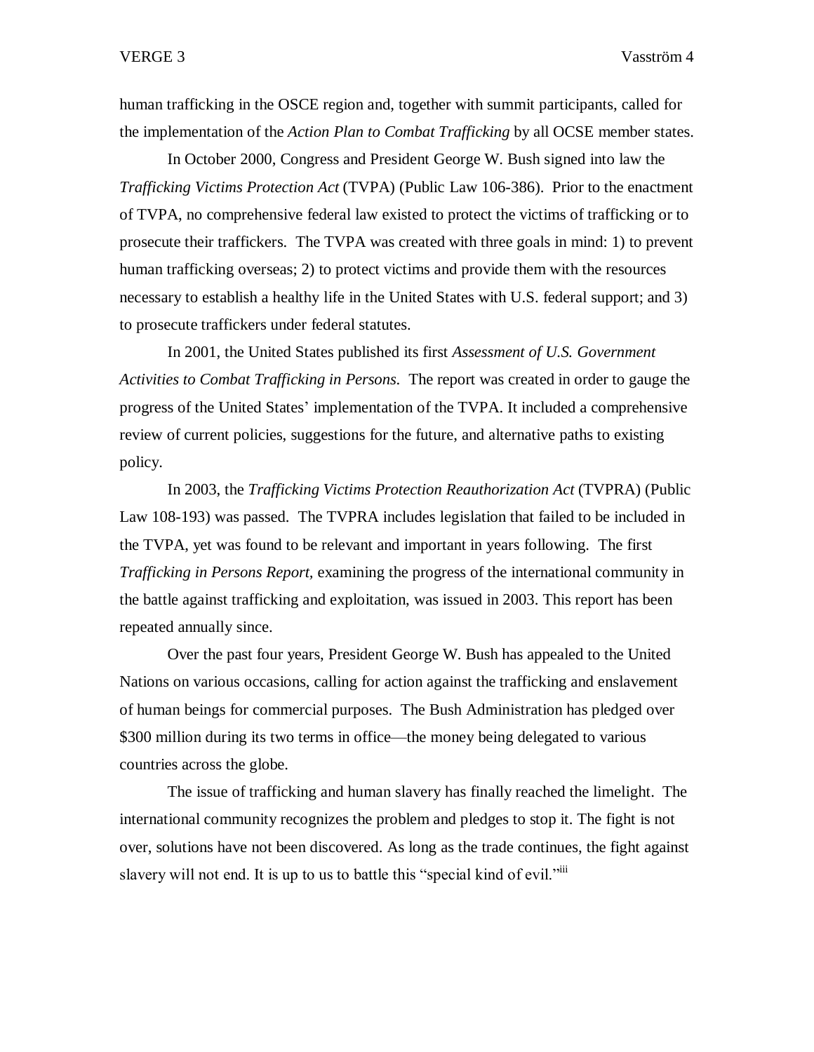human trafficking in the OSCE region and, together with summit participants, called for the implementation of the *Action Plan to Combat Trafficking* by all OCSE member states.

In October 2000, Congress and President George W. Bush signed into law the *Trafficking Victims Protection Act* (TVPA) (Public Law 106-386). Prior to the enactment of TVPA, no comprehensive federal law existed to protect the victims of trafficking or to prosecute their traffickers. The TVPA was created with three goals in mind: 1) to prevent human trafficking overseas; 2) to protect victims and provide them with the resources necessary to establish a healthy life in the United States with U.S. federal support; and 3) to prosecute traffickers under federal statutes.

In 2001, the United States published its first *Assessment of U.S. Government Activities to Combat Trafficking in Persons.* The report was created in order to gauge the progress of the United States' implementation of the TVPA. It included a comprehensive review of current policies, suggestions for the future, and alternative paths to existing policy.

In 2003, the *Trafficking Victims Protection Reauthorization Act* (TVPRA) (Public Law 108-193) was passed. The TVPRA includes legislation that failed to be included in the TVPA, yet was found to be relevant and important in years following. The first *Trafficking in Persons Report,* examining the progress of the international community in the battle against trafficking and exploitation, was issued in 2003. This report has been repeated annually since.

Over the past four years, President George W. Bush has appealed to the United Nations on various occasions, calling for action against the trafficking and enslavement of human beings for commercial purposes. The Bush Administration has pledged over $300 million during its two terms in office—the money being delegated to various countries across the globe.

The issue of trafficking and human slavery has finally reached the limelight. The international community recognizes the problem and pledges to stop it. The fight is not over, solutions have not been discovered. As long as the trade continues, the fight against slavery will not end. It is up to us to battle this "special kind of evil."[iii]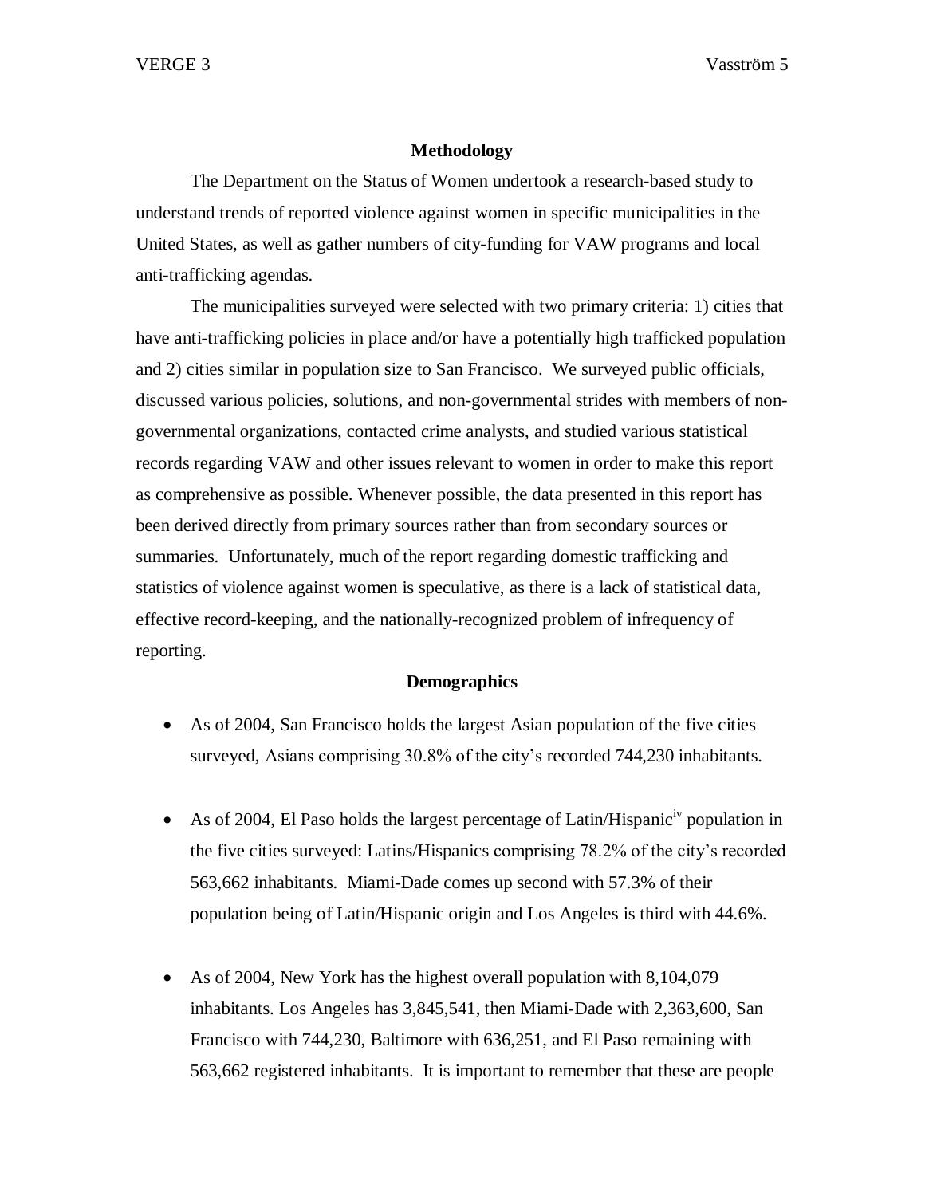## Methodology

The Department on the Status of Women undertook a research-based study to understand trends of reported violence against women in specific municipalities in the United States, as well as gather numbers of city-funding for VAW programs and local anti-trafficking agendas.

The municipalities surveyed were selected with two primary criteria: 1) cities that have anti-trafficking policies in place and/or have a potentially high trafficked population and 2) cities similar in population size to San Francisco. We surveyed public officials, discussed various policies, solutions, and non-governmental strides with members of non-governmental organizations, contacted crime analysts, and studied various statistical records regarding VAW and other issues relevant to women in order to make this report as comprehensive as possible. Whenever possible, the data presented in this report has been derived directly from primary sources rather than from secondary sources or summaries. Unfortunately, much of the report regarding domestic trafficking and statistics of violence against women is speculative, as there is a lack of statistical data, effective record-keeping, and the nationally-recognized problem of infrequency of reporting.

## Demographics

- As of 2004, San Francisco holds the largest Asian population of the five cities surveyed, Asians comprising 30.8% of the city's recorded 744,230 inhabitants.

- As of 2004, El Paso holds the largest percentage of Latin/Hispanic[iv] population in the five cities surveyed: Latins/Hispanics comprising 78.2% of the city's recorded 563,662 inhabitants. Miami-Dade comes up second with 57.3% of their population being of Latin/Hispanic origin and Los Angeles is third with 44.6%.

- As of 2004, New York has the highest overall population with 8,104,079 inhabitants. Los Angeles has 3,845,541, then Miami-Dade with 2,363,600, San Francisco with 744,230, Baltimore with 636,251, and El Paso remaining with 563,662 registered inhabitants. It is important to remember that these are people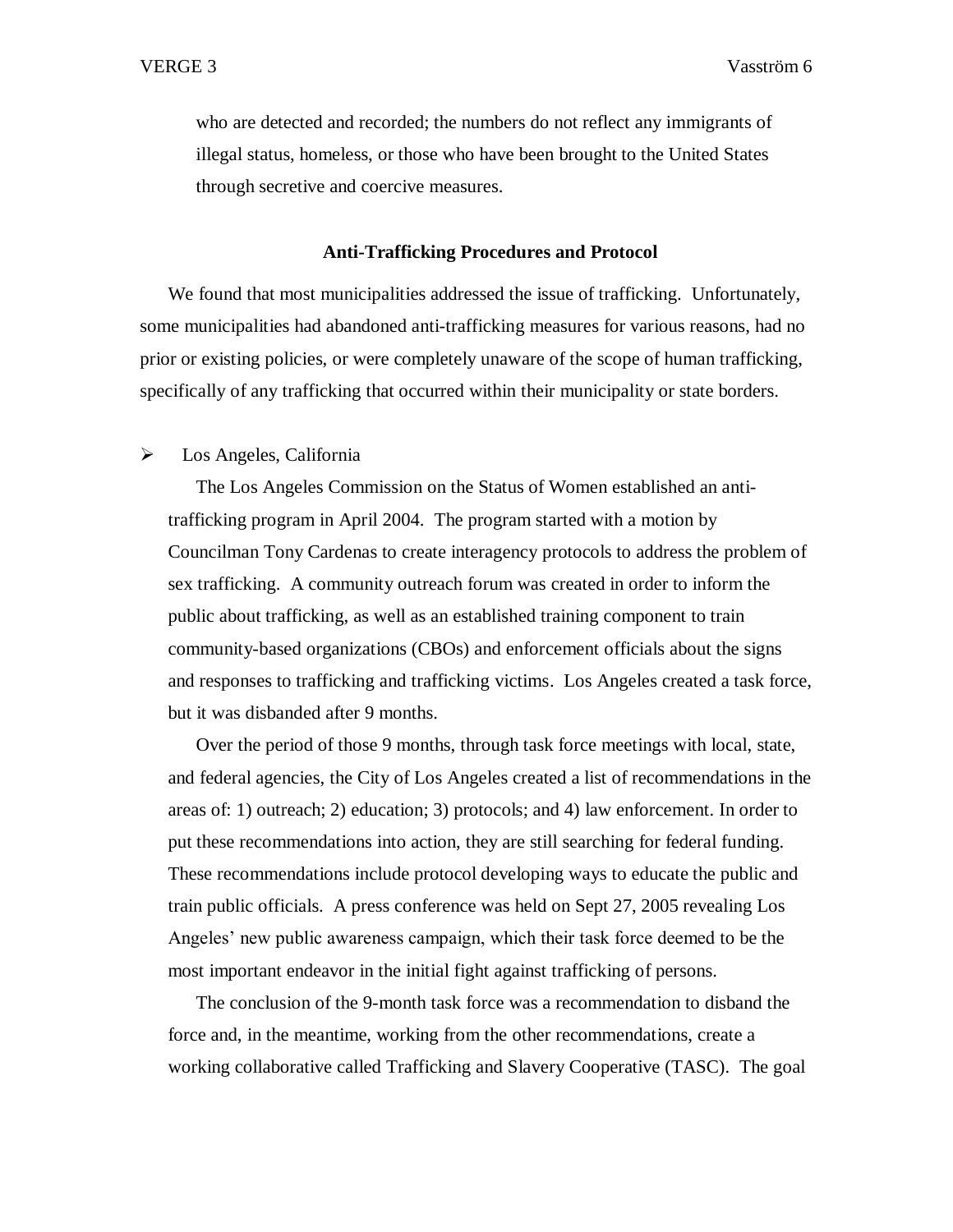who are detected and recorded; the numbers do not reflect any immigrants of illegal status, homeless, or those who have been brought to the United States through secretive and coercive measures.

### Anti-Trafficking Procedures and Protocol

We found that most municipalities addressed the issue of trafficking. Unfortunately, some municipalities had abandoned anti-trafficking measures for various reasons, had no prior or existing policies, or were completely unaware of the scope of human trafficking, specifically of any trafficking that occurred within their municipality or state borders.

- Los Angeles, California

  The Los Angeles Commission on the Status of Women established an anti-trafficking program in April 2004. The program started with a motion by Councilman Tony Cardenas to create interagency protocols to address the problem of sex trafficking. A community outreach forum was created in order to inform the public about trafficking, as well as an established training component to train community-based organizations (CBOs) and enforcement officials about the signs and responses to trafficking and trafficking victims. Los Angeles created a task force, but it was disbanded after 9 months.

  Over the period of those 9 months, through task force meetings with local, state, and federal agencies, the City of Los Angeles created a list of recommendations in the areas of: 1) outreach; 2) education; 3) protocols; and 4) law enforcement. In order to put these recommendations into action, they are still searching for federal funding. These recommendations include protocol developing ways to educate the public and train public officials. A press conference was held on Sept 27, 2005 revealing Los Angeles' new public awareness campaign, which their task force deemed to be the most important endeavor in the initial fight against trafficking of persons.

  The conclusion of the 9-month task force was a recommendation to disband the force and, in the meantime, working from the other recommendations, create a working collaborative called Trafficking and Slavery Cooperative (TASC). The goal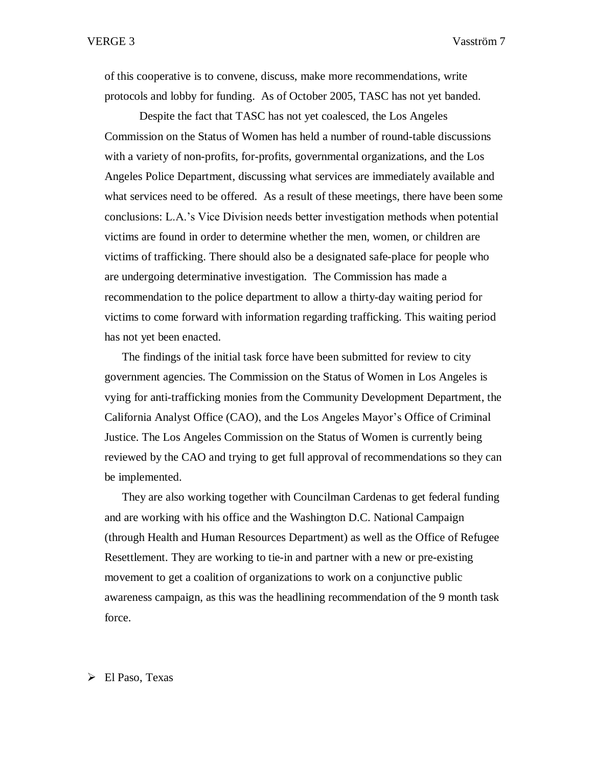of this cooperative is to convene, discuss, make more recommendations, write protocols and lobby for funding. As of October 2005, TASC has not yet banded.

Despite the fact that TASC has not yet coalesced, the Los Angeles Commission on the Status of Women has held a number of round-table discussions with a variety of non-profits, for-profits, governmental organizations, and the Los Angeles Police Department, discussing what services are immediately available and what services need to be offered. As a result of these meetings, there have been some conclusions: L.A.'s Vice Division needs better investigation methods when potential victims are found in order to determine whether the men, women, or children are victims of trafficking. There should also be a designated safe-place for people who are undergoing determinative investigation. The Commission has made a recommendation to the police department to allow a thirty-day waiting period for victims to come forward with information regarding trafficking. This waiting period has not yet been enacted.

The findings of the initial task force have been submitted for review to city government agencies. The Commission on the Status of Women in Los Angeles is vying for anti-trafficking monies from the Community Development Department, the California Analyst Office (CAO), and the Los Angeles Mayor's Office of Criminal Justice. The Los Angeles Commission on the Status of Women is currently being reviewed by the CAO and trying to get full approval of recommendations so they can be implemented.

They are also working together with Councilman Cardenas to get federal funding and are working with his office and the Washington D.C. National Campaign (through Health and Human Resources Department) as well as the Office of Refugee Resettlement. They are working to tie-in and partner with a new or pre-existing movement to get a coalition of organizations to work on a conjunctive public awareness campaign, as this was the headlining recommendation of the 9 month task force.

- El Paso, Texas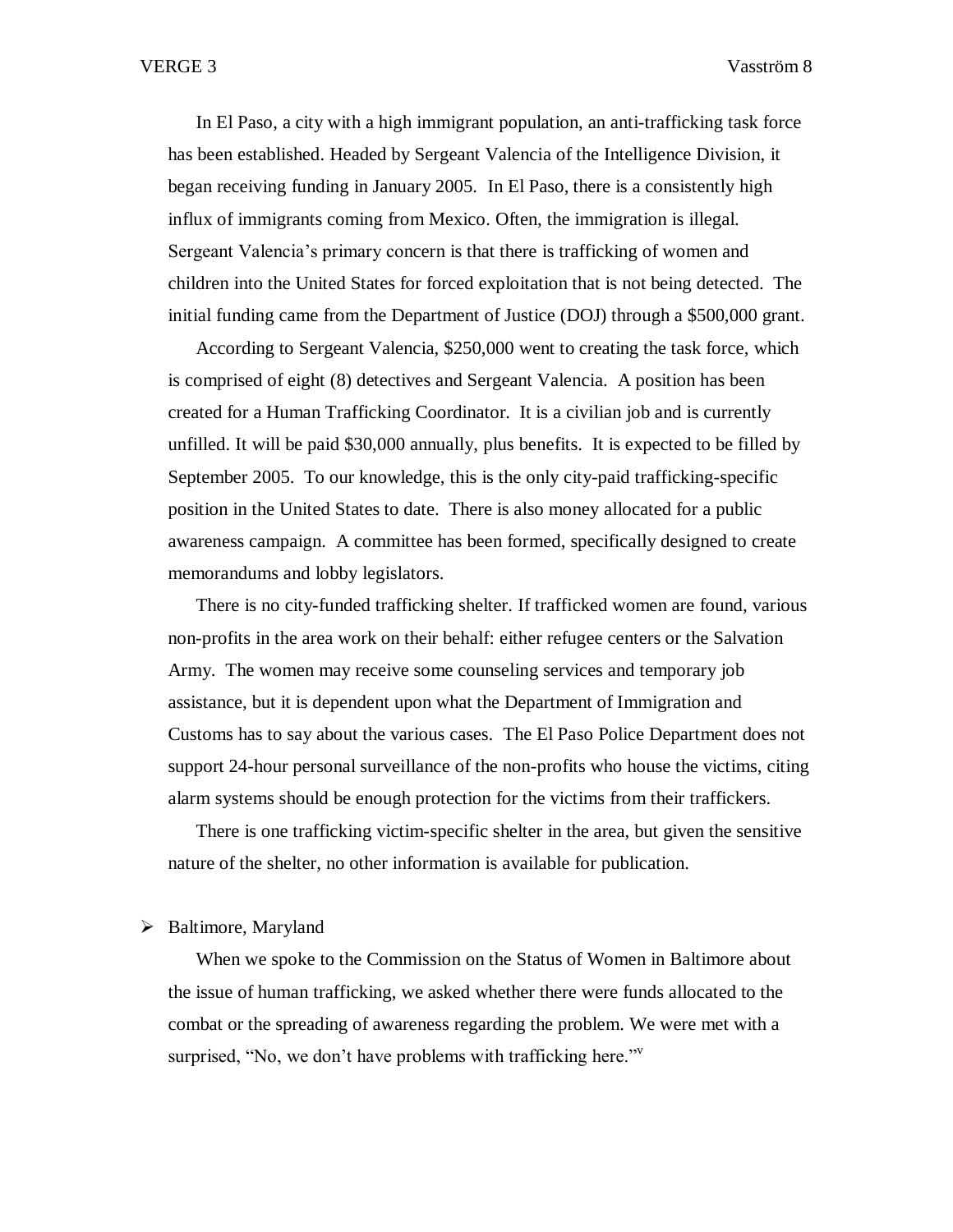In El Paso, a city with a high immigrant population, an anti-trafficking task force has been established. Headed by Sergeant Valencia of the Intelligence Division, it began receiving funding in January 2005. In El Paso, there is a consistently high influx of immigrants coming from Mexico. Often, the immigration is illegal. Sergeant Valencia's primary concern is that there is trafficking of women and children into the United States for forced exploitation that is not being detected. The initial funding came from the Department of Justice (DOJ) through a $500,000 grant.

According to Sergeant Valencia, $250,000 went to creating the task force, which is comprised of eight (8) detectives and Sergeant Valencia. A position has been created for a Human Trafficking Coordinator. It is a civilian job and is currently unfilled. It will be paid $30,000 annually, plus benefits. It is expected to be filled by September 2005. To our knowledge, this is the only city-paid trafficking-specific position in the United States to date. There is also money allocated for a public awareness campaign. A committee has been formed, specifically designed to create memorandums and lobby legislators.

There is no city-funded trafficking shelter. If trafficked women are found, various non-profits in the area work on their behalf: either refugee centers or the Salvation Army. The women may receive some counseling services and temporary job assistance, but it is dependent upon what the Department of Immigration and Customs has to say about the various cases. The El Paso Police Department does not support 24-hour personal surveillance of the non-profits who house the victims, citing alarm systems should be enough protection for the victims from their traffickers.

There is one trafficking victim-specific shelter in the area, but given the sensitive nature of the shelter, no other information is available for publication.

- Baltimore, Maryland

When we spoke to the Commission on the Status of Women in Baltimore about the issue of human trafficking, we asked whether there were funds allocated to the combat or the spreading of awareness regarding the problem. We were met with a surprised, "No, we don't have problems with trafficking here."[v]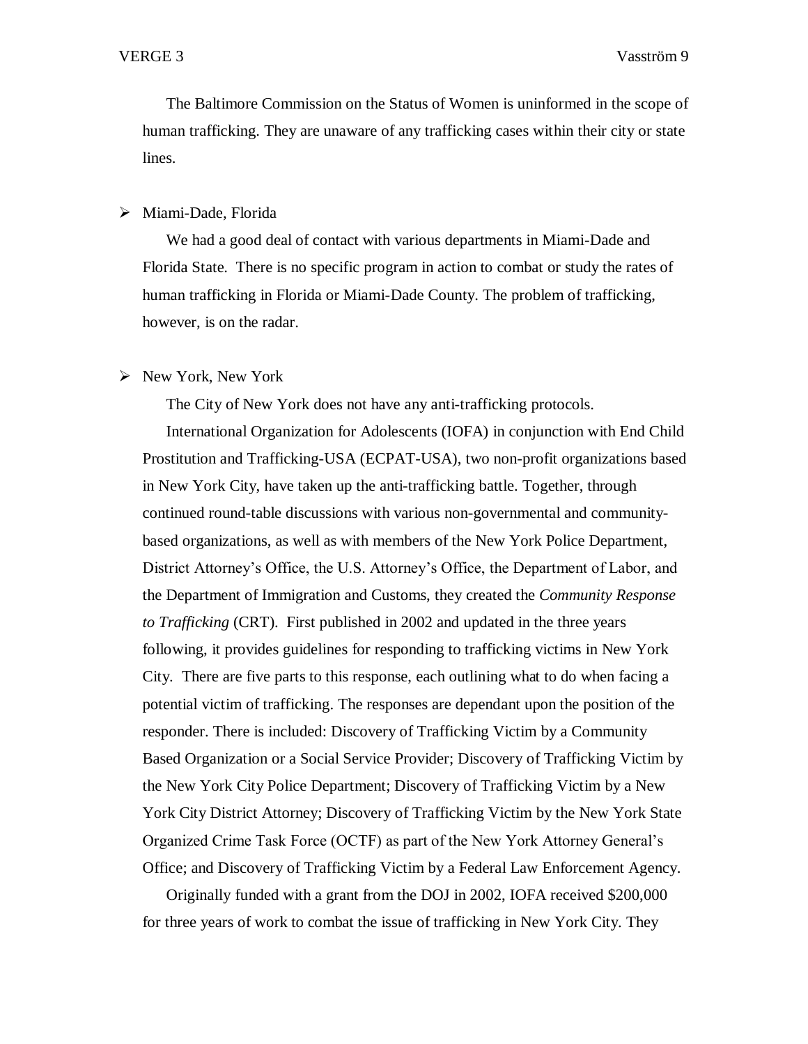The Baltimore Commission on the Status of Women is uninformed in the scope of human trafficking. They are unaware of any trafficking cases within their city or state lines.

- Miami-Dade, Florida

  We had a good deal of contact with various departments in Miami-Dade and Florida State. There is no specific program in action to combat or study the rates of human trafficking in Florida or Miami-Dade County. The problem of trafficking, however, is on the radar.

- New York, New York

  The City of New York does not have any anti-trafficking protocols.

  International Organization for Adolescents (IOFA) in conjunction with End Child Prostitution and Trafficking-USA (ECPAT-USA), two non-profit organizations based in New York City, have taken up the anti-trafficking battle. Together, through continued round-table discussions with various non-governmental and community-based organizations, as well as with members of the New York Police Department, District Attorney's Office, the U.S. Attorney's Office, the Department of Labor, and the Department of Immigration and Customs, they created the *Community Response to Trafficking* (CRT). First published in 2002 and updated in the three years following, it provides guidelines for responding to trafficking victims in New York City. There are five parts to this response, each outlining what to do when facing a potential victim of trafficking. The responses are dependant upon the position of the responder. There is included: Discovery of Trafficking Victim by a Community Based Organization or a Social Service Provider; Discovery of Trafficking Victim by the New York City Police Department; Discovery of Trafficking Victim by a New York City District Attorney; Discovery of Trafficking Victim by the New York State Organized Crime Task Force (OCTF) as part of the New York Attorney General's Office; and Discovery of Trafficking Victim by a Federal Law Enforcement Agency.

  Originally funded with a grant from the DOJ in 2002, IOFA received $200,000 for three years of work to combat the issue of trafficking in New York City. They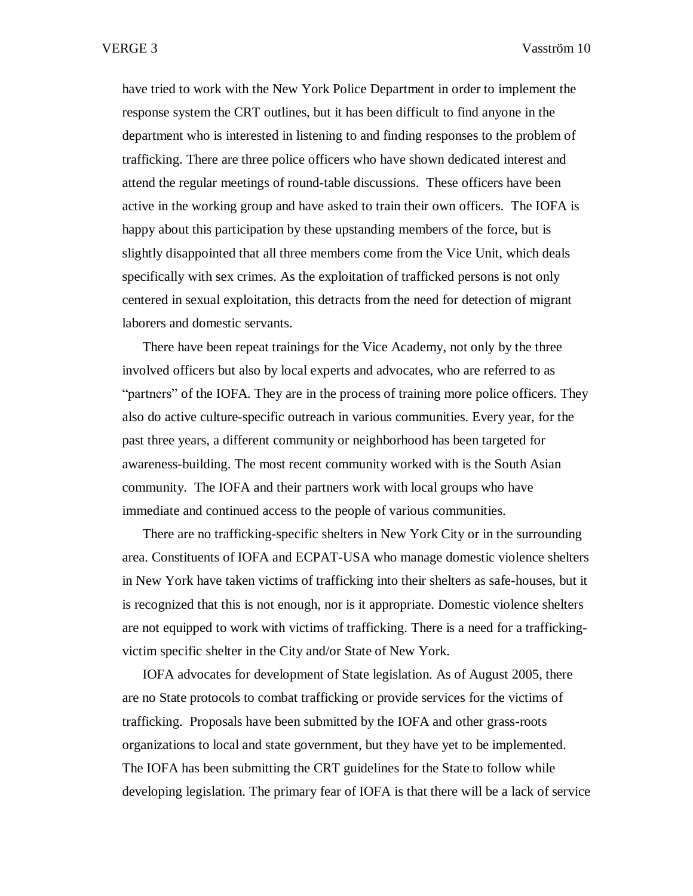have tried to work with the New York Police Department in order to implement the response system the CRT outlines, but it has been difficult to find anyone in the department who is interested in listening to and finding responses to the problem of trafficking. There are three police officers who have shown dedicated interest and attend the regular meetings of round-table discussions. These officers have been active in the working group and have asked to train their own officers. The IOFA is happy about this participation by these upstanding members of the force, but is slightly disappointed that all three members come from the Vice Unit, which deals specifically with sex crimes. As the exploitation of trafficked persons is not only centered in sexual exploitation, this detracts from the need for detection of migrant laborers and domestic servants.

There have been repeat trainings for the Vice Academy, not only by the three involved officers but also by local experts and advocates, who are referred to as "partners" of the IOFA. They are in the process of training more police officers. They also do active culture-specific outreach in various communities. Every year, for the past three years, a different community or neighborhood has been targeted for awareness-building. The most recent community worked with is the South Asian community. The IOFA and their partners work with local groups who have immediate and continued access to the people of various communities.

There are no trafficking-specific shelters in New York City or in the surrounding area. Constituents of IOFA and ECPAT-USA who manage domestic violence shelters in New York have taken victims of trafficking into their shelters as safe-houses, but it is recognized that this is not enough, nor is it appropriate. Domestic violence shelters are not equipped to work with victims of trafficking. There is a need for a trafficking-victim specific shelter in the City and/or State of New York.

IOFA advocates for development of State legislation. As of August 2005, there are no State protocols to combat trafficking or provide services for the victims of trafficking. Proposals have been submitted by the IOFA and other grass-roots organizations to local and state government, but they have yet to be implemented. The IOFA has been submitting the CRT guidelines for the State to follow while developing legislation. The primary fear of IOFA is that there will be a lack of service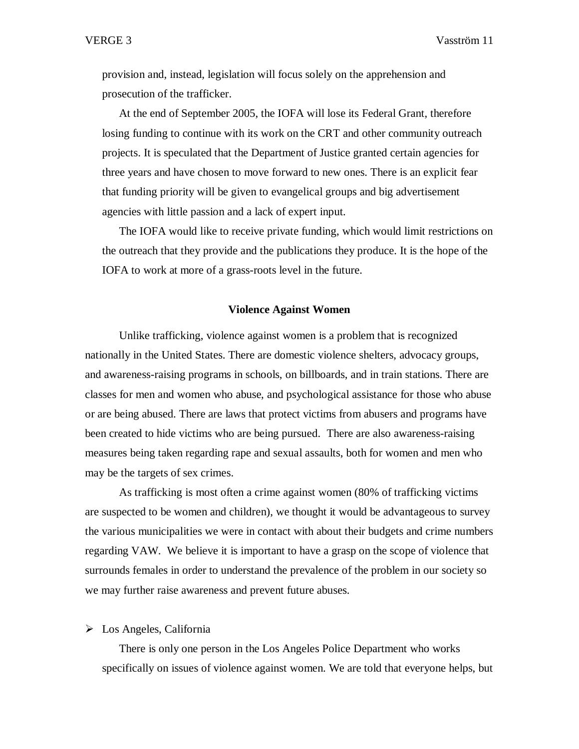provision and, instead, legislation will focus solely on the apprehension and prosecution of the trafficker.

At the end of September 2005, the IOFA will lose its Federal Grant, therefore losing funding to continue with its work on the CRT and other community outreach projects. It is speculated that the Department of Justice granted certain agencies for three years and have chosen to move forward to new ones. There is an explicit fear that funding priority will be given to evangelical groups and big advertisement agencies with little passion and a lack of expert input.

The IOFA would like to receive private funding, which would limit restrictions on the outreach that they provide and the publications they produce. It is the hope of the IOFA to work at more of a grass-roots level in the future.

## Violence Against Women

Unlike trafficking, violence against women is a problem that is recognized nationally in the United States. There are domestic violence shelters, advocacy groups, and awareness-raising programs in schools, on billboards, and in train stations. There are classes for men and women who abuse, and psychological assistance for those who abuse or are being abused. There are laws that protect victims from abusers and programs have been created to hide victims who are being pursued. There are also awareness-raising measures being taken regarding rape and sexual assaults, both for women and men who may be the targets of sex crimes.

As trafficking is most often a crime against women (80% of trafficking victims are suspected to be women and children), we thought it would be advantageous to survey the various municipalities we were in contact with about their budgets and crime numbers regarding VAW. We believe it is important to have a grasp on the scope of violence that surrounds females in order to understand the prevalence of the problem in our society so we may further raise awareness and prevent future abuses.

- Los Angeles, California

  There is only one person in the Los Angeles Police Department who works specifically on issues of violence against women. We are told that everyone helps, but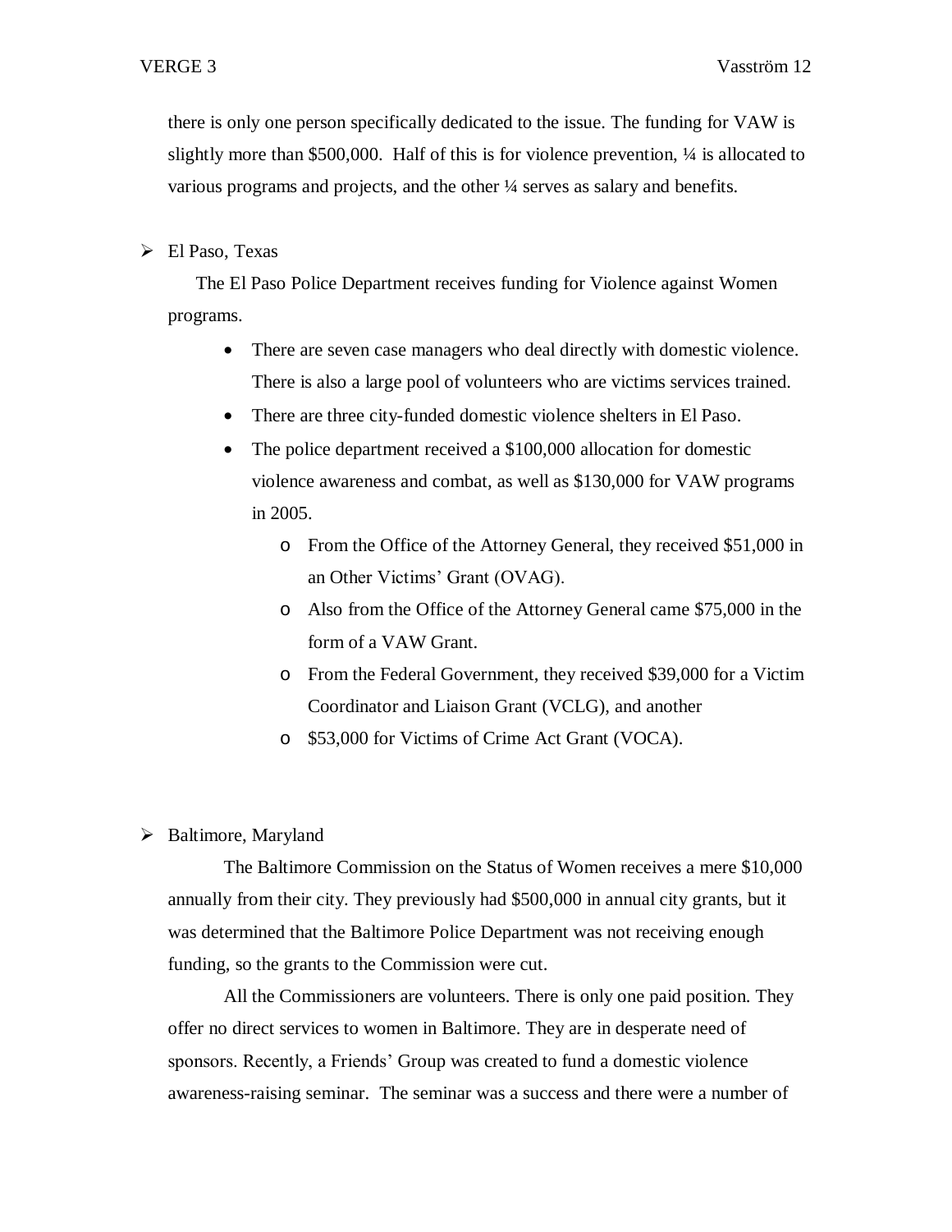there is only one person specifically dedicated to the issue. The funding for VAW is slightly more than $500,000. Half of this is for violence prevention, ¼ is allocated to various programs and projects, and the other ¼ serves as salary and benefits.

- El Paso, Texas

  The El Paso Police Department receives funding for Violence against Women programs.

  - There are seven case managers who deal directly with domestic violence. There is also a large pool of volunteers who are victims services trained.
  - There are three city-funded domestic violence shelters in El Paso.
  - The police department received a $100,000 allocation for domestic violence awareness and combat, as well as $130,000 for VAW programs in 2005.
    - From the Office of the Attorney General, they received $51,000 in an Other Victims' Grant (OVAG).
    - Also from the Office of the Attorney General came $75,000 in the form of a VAW Grant.
    - From the Federal Government, they received $39,000 for a Victim Coordinator and Liaison Grant (VCLG), and another
    - $53,000 for Victims of Crime Act Grant (VOCA).

- Baltimore, Maryland

  The Baltimore Commission on the Status of Women receives a mere $10,000 annually from their city. They previously had $500,000 in annual city grants, but it was determined that the Baltimore Police Department was not receiving enough funding, so the grants to the Commission were cut.

  All the Commissioners are volunteers. There is only one paid position. They offer no direct services to women in Baltimore. They are in desperate need of sponsors. Recently, a Friends' Group was created to fund a domestic violence awareness-raising seminar. The seminar was a success and there were a number of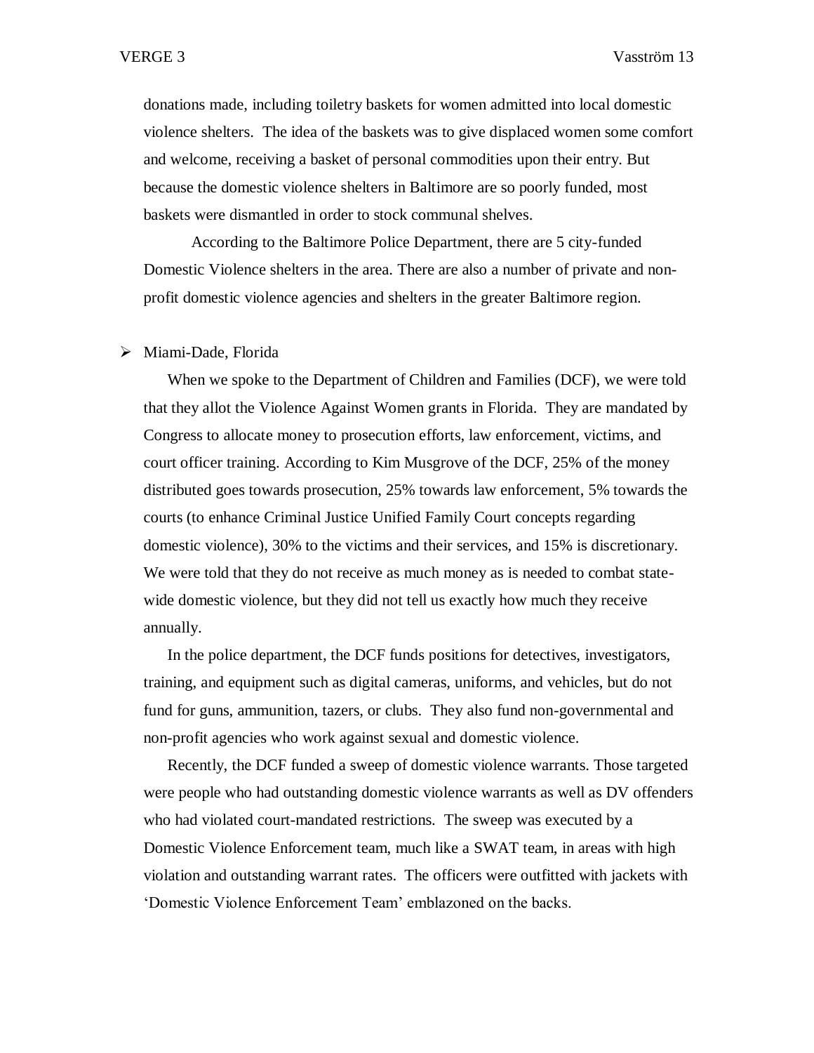donations made, including toiletry baskets for women admitted into local domestic violence shelters. The idea of the baskets was to give displaced women some comfort and welcome, receiving a basket of personal commodities upon their entry. But because the domestic violence shelters in Baltimore are so poorly funded, most baskets were dismantled in order to stock communal shelves.

According to the Baltimore Police Department, there are 5 city-funded Domestic Violence shelters in the area. There are also a number of private and non-profit domestic violence agencies and shelters in the greater Baltimore region.

- Miami-Dade, Florida

When we spoke to the Department of Children and Families (DCF), we were told that they allot the Violence Against Women grants in Florida. They are mandated by Congress to allocate money to prosecution efforts, law enforcement, victims, and court officer training. According to Kim Musgrove of the DCF, 25% of the money distributed goes towards prosecution, 25% towards law enforcement, 5% towards the courts (to enhance Criminal Justice Unified Family Court concepts regarding domestic violence), 30% to the victims and their services, and 15% is discretionary. We were told that they do not receive as much money as is needed to combat state-wide domestic violence, but they did not tell us exactly how much they receive annually.

In the police department, the DCF funds positions for detectives, investigators, training, and equipment such as digital cameras, uniforms, and vehicles, but do not fund for guns, ammunition, tazers, or clubs. They also fund non-governmental and non-profit agencies who work against sexual and domestic violence.

Recently, the DCF funded a sweep of domestic violence warrants. Those targeted were people who had outstanding domestic violence warrants as well as DV offenders who had violated court-mandated restrictions. The sweep was executed by a Domestic Violence Enforcement team, much like a SWAT team, in areas with high violation and outstanding warrant rates. The officers were outfitted with jackets with 'Domestic Violence Enforcement Team' emblazoned on the backs.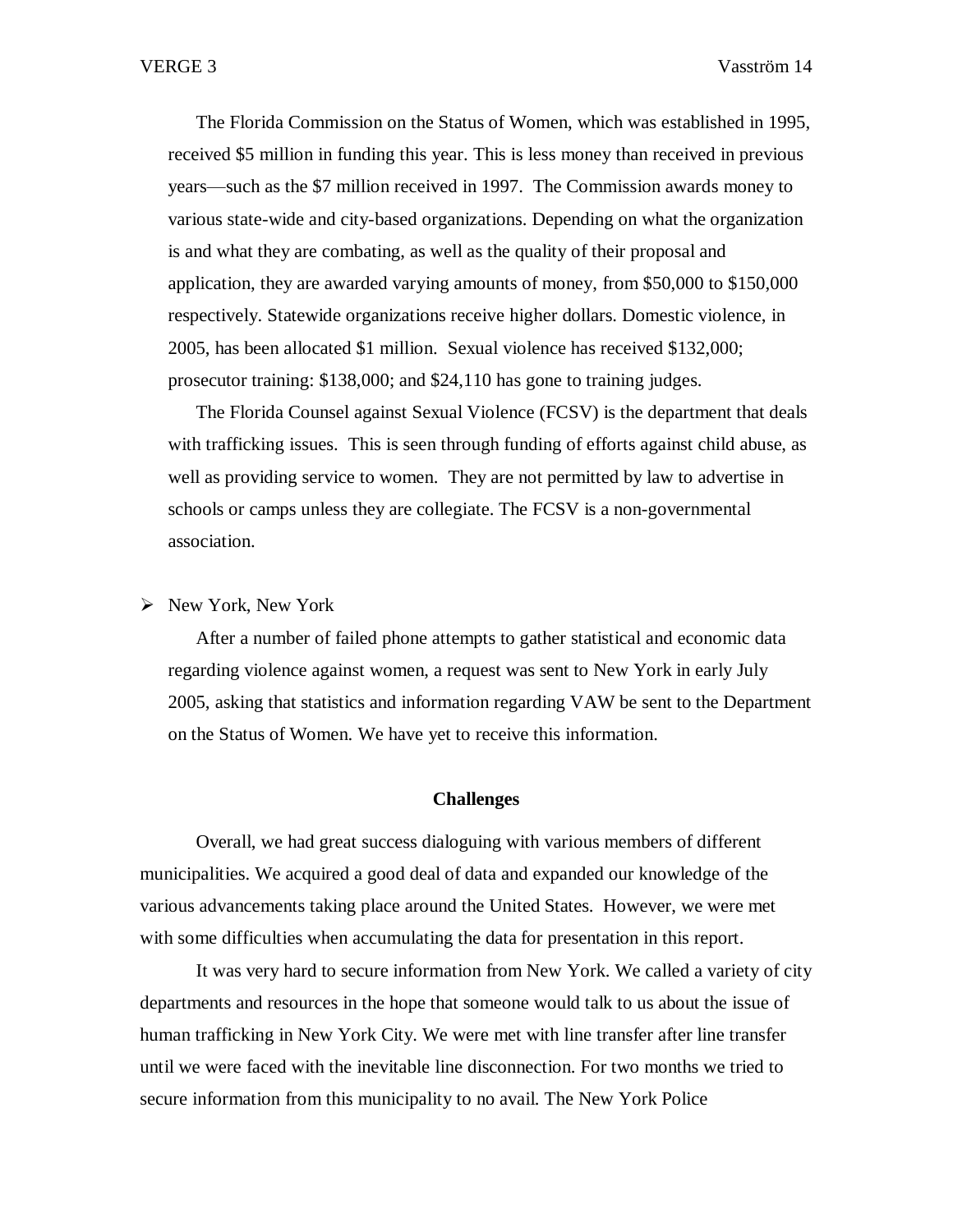The Florida Commission on the Status of Women, which was established in 1995, received $5 million in funding this year. This is less money than received in previous years—such as the $7 million received in 1997. The Commission awards money to various state-wide and city-based organizations. Depending on what the organization is and what they are combating, as well as the quality of their proposal and application, they are awarded varying amounts of money, from $50,000 to $150,000 respectively. Statewide organizations receive higher dollars. Domestic violence, in 2005, has been allocated $1 million. Sexual violence has received $132,000; prosecutor training: $138,000; and $24,110 has gone to training judges.

The Florida Counsel against Sexual Violence (FCSV) is the department that deals with trafficking issues. This is seen through funding of efforts against child abuse, as well as providing service to women. They are not permitted by law to advertise in schools or camps unless they are collegiate. The FCSV is a non-governmental association.

- New York, New York

  After a number of failed phone attempts to gather statistical and economic data regarding violence against women, a request was sent to New York in early July 2005, asking that statistics and information regarding VAW be sent to the Department on the Status of Women. We have yet to receive this information.

### Challenges

Overall, we had great success dialoguing with various members of different municipalities. We acquired a good deal of data and expanded our knowledge of the various advancements taking place around the United States. However, we were met with some difficulties when accumulating the data for presentation in this report.

It was very hard to secure information from New York. We called a variety of city departments and resources in the hope that someone would talk to us about the issue of human trafficking in New York City. We were met with line transfer after line transfer until we were faced with the inevitable line disconnection. For two months we tried to secure information from this municipality to no avail. The New York Police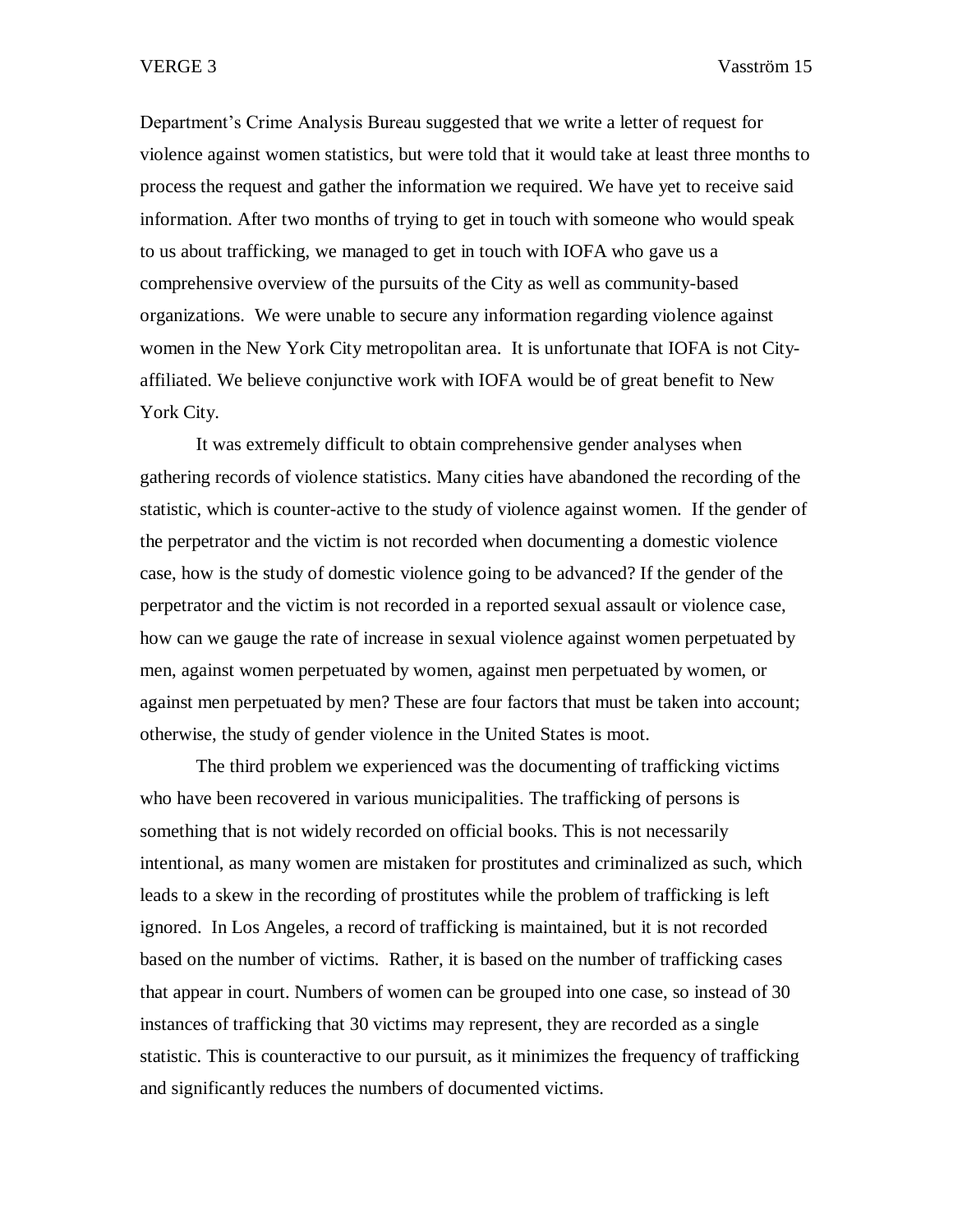Department's Crime Analysis Bureau suggested that we write a letter of request for violence against women statistics, but were told that it would take at least three months to process the request and gather the information we required. We have yet to receive said information. After two months of trying to get in touch with someone who would speak to us about trafficking, we managed to get in touch with IOFA who gave us a comprehensive overview of the pursuits of the City as well as community-based organizations. We were unable to secure any information regarding violence against women in the New York City metropolitan area. It is unfortunate that IOFA is not City-affiliated. We believe conjunctive work with IOFA would be of great benefit to New York City.

It was extremely difficult to obtain comprehensive gender analyses when gathering records of violence statistics. Many cities have abandoned the recording of the statistic, which is counter-active to the study of violence against women. If the gender of the perpetrator and the victim is not recorded when documenting a domestic violence case, how is the study of domestic violence going to be advanced? If the gender of the perpetrator and the victim is not recorded in a reported sexual assault or violence case, how can we gauge the rate of increase in sexual violence against women perpetuated by men, against women perpetuated by women, against men perpetuated by women, or against men perpetuated by men? These are four factors that must be taken into account; otherwise, the study of gender violence in the United States is moot.

The third problem we experienced was the documenting of trafficking victims who have been recovered in various municipalities. The trafficking of persons is something that is not widely recorded on official books. This is not necessarily intentional, as many women are mistaken for prostitutes and criminalized as such, which leads to a skew in the recording of prostitutes while the problem of trafficking is left ignored. In Los Angeles, a record of trafficking is maintained, but it is not recorded based on the number of victims. Rather, it is based on the number of trafficking cases that appear in court. Numbers of women can be grouped into one case, so instead of 30 instances of trafficking that 30 victims may represent, they are recorded as a single statistic. This is counteractive to our pursuit, as it minimizes the frequency of trafficking and significantly reduces the numbers of documented victims.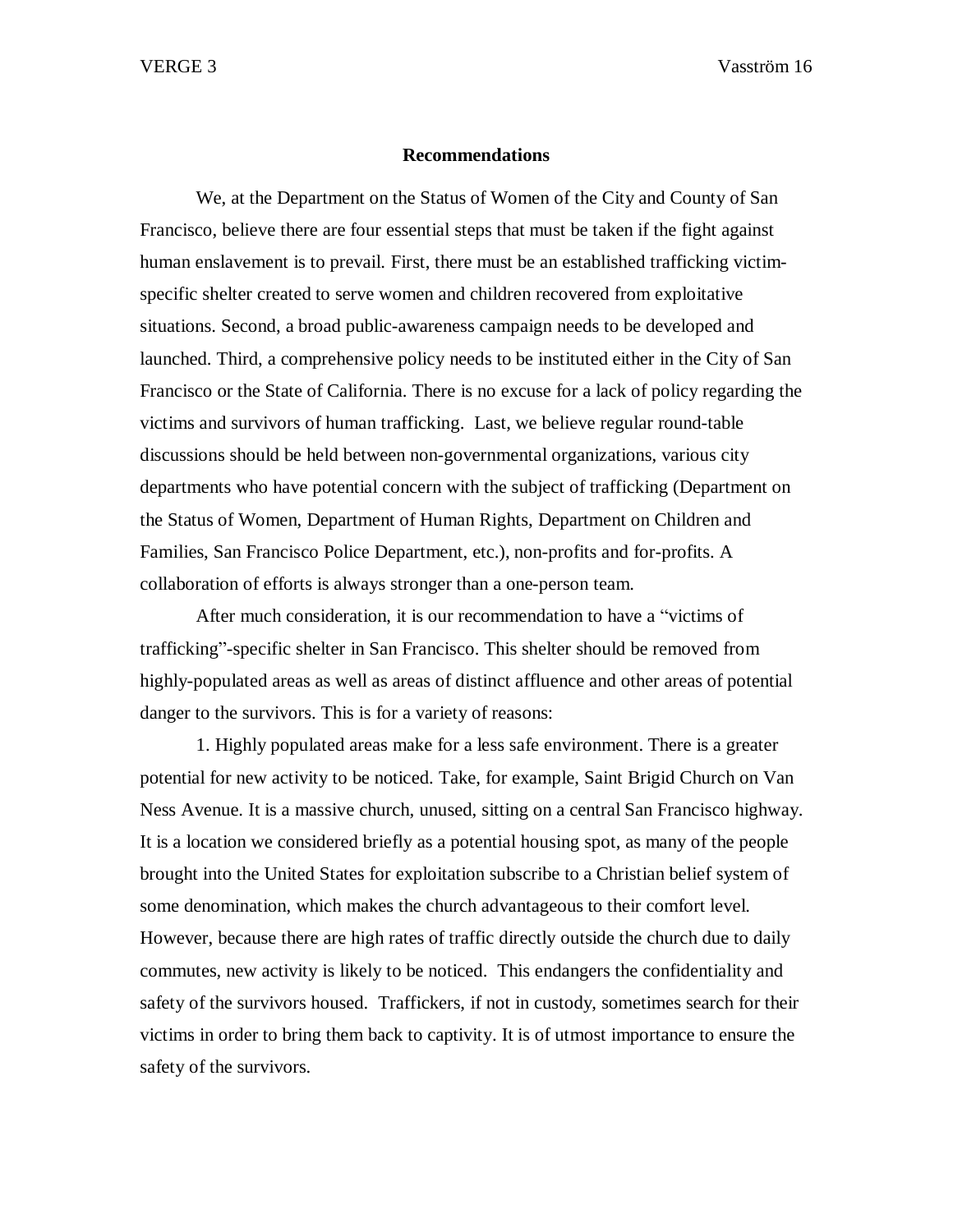## Recommendations

We, at the Department on the Status of Women of the City and County of San Francisco, believe there are four essential steps that must be taken if the fight against human enslavement is to prevail. First, there must be an established trafficking victim-specific shelter created to serve women and children recovered from exploitative situations. Second, a broad public-awareness campaign needs to be developed and launched. Third, a comprehensive policy needs to be instituted either in the City of San Francisco or the State of California. There is no excuse for a lack of policy regarding the victims and survivors of human trafficking. Last, we believe regular round-table discussions should be held between non-governmental organizations, various city departments who have potential concern with the subject of trafficking (Department on the Status of Women, Department of Human Rights, Department on Children and Families, San Francisco Police Department, etc.), non-profits and for-profits. A collaboration of efforts is always stronger than a one-person team.

After much consideration, it is our recommendation to have a "victims of trafficking"-specific shelter in San Francisco. This shelter should be removed from highly-populated areas as well as areas of distinct affluence and other areas of potential danger to the survivors. This is for a variety of reasons:

1. Highly populated areas make for a less safe environment. There is a greater potential for new activity to be noticed. Take, for example, Saint Brigid Church on Van Ness Avenue. It is a massive church, unused, sitting on a central San Francisco highway. It is a location we considered briefly as a potential housing spot, as many of the people brought into the United States for exploitation subscribe to a Christian belief system of some denomination, which makes the church advantageous to their comfort level. However, because there are high rates of traffic directly outside the church due to daily commutes, new activity is likely to be noticed. This endangers the confidentiality and safety of the survivors housed. Traffickers, if not in custody, sometimes search for their victims in order to bring them back to captivity. It is of utmost importance to ensure the safety of the survivors.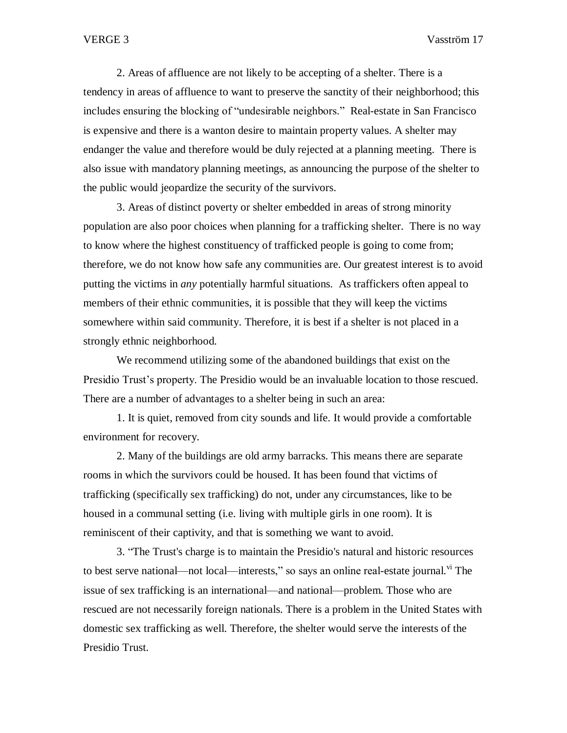2. Areas of affluence are not likely to be accepting of a shelter. There is a tendency in areas of affluence to want to preserve the sanctity of their neighborhood; this includes ensuring the blocking of "undesirable neighbors." Real-estate in San Francisco is expensive and there is a wanton desire to maintain property values. A shelter may endanger the value and therefore would be duly rejected at a planning meeting. There is also issue with mandatory planning meetings, as announcing the purpose of the shelter to the public would jeopardize the security of the survivors.

3. Areas of distinct poverty or shelter embedded in areas of strong minority population are also poor choices when planning for a trafficking shelter. There is no way to know where the highest constituency of trafficked people is going to come from; therefore, we do not know how safe any communities are. Our greatest interest is to avoid putting the victims in *any* potentially harmful situations. As traffickers often appeal to members of their ethnic communities, it is possible that they will keep the victims somewhere within said community. Therefore, it is best if a shelter is not placed in a strongly ethnic neighborhood.

We recommend utilizing some of the abandoned buildings that exist on the Presidio Trust's property. The Presidio would be an invaluable location to those rescued. There are a number of advantages to a shelter being in such an area:

1. It is quiet, removed from city sounds and life. It would provide a comfortable environment for recovery.

2. Many of the buildings are old army barracks. This means there are separate rooms in which the survivors could be housed. It has been found that victims of trafficking (specifically sex trafficking) do not, under any circumstances, like to be housed in a communal setting (i.e. living with multiple girls in one room). It is reminiscent of their captivity, and that is something we want to avoid.

3. "The Trust's charge is to maintain the Presidio's natural and historic resources to best serve national—not local—interests," so says an online real-estate journal.[vi] The issue of sex trafficking is an international—and national—problem. Those who are rescued are not necessarily foreign nationals. There is a problem in the United States with domestic sex trafficking as well. Therefore, the shelter would serve the interests of the Presidio Trust.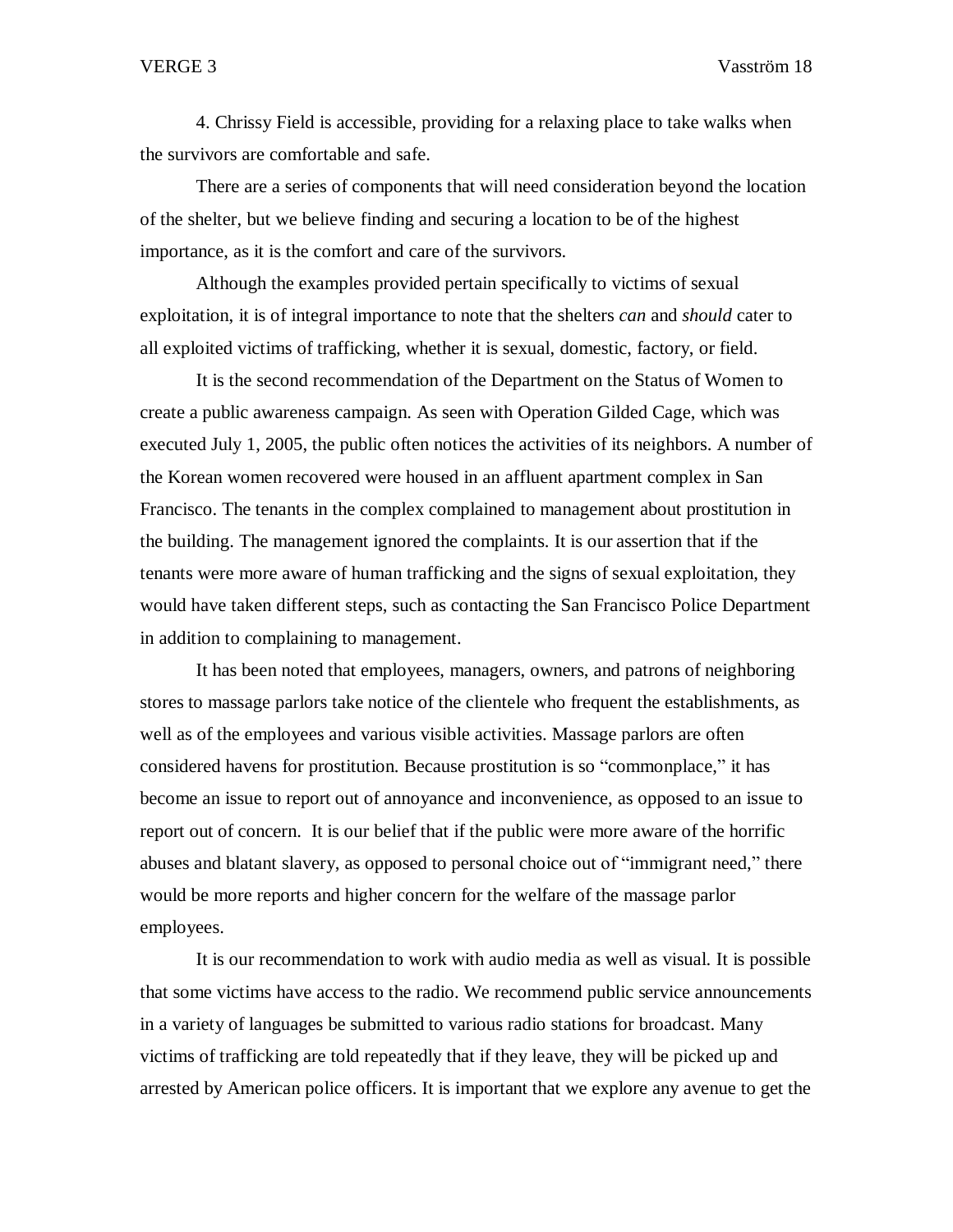4. Chrissy Field is accessible, providing for a relaxing place to take walks when the survivors are comfortable and safe.

There are a series of components that will need consideration beyond the location of the shelter, but we believe finding and securing a location to be of the highest importance, as it is the comfort and care of the survivors.

Although the examples provided pertain specifically to victims of sexual exploitation, it is of integral importance to note that the shelters *can* and *should* cater to all exploited victims of trafficking, whether it is sexual, domestic, factory, or field.

It is the second recommendation of the Department on the Status of Women to create a public awareness campaign. As seen with Operation Gilded Cage, which was executed July 1, 2005, the public often notices the activities of its neighbors. A number of the Korean women recovered were housed in an affluent apartment complex in San Francisco. The tenants in the complex complained to management about prostitution in the building. The management ignored the complaints. It is our assertion that if the tenants were more aware of human trafficking and the signs of sexual exploitation, they would have taken different steps, such as contacting the San Francisco Police Department in addition to complaining to management.

It has been noted that employees, managers, owners, and patrons of neighboring stores to massage parlors take notice of the clientele who frequent the establishments, as well as of the employees and various visible activities. Massage parlors are often considered havens for prostitution. Because prostitution is so "commonplace," it has become an issue to report out of annoyance and inconvenience, as opposed to an issue to report out of concern. It is our belief that if the public were more aware of the horrific abuses and blatant slavery, as opposed to personal choice out of "immigrant need," there would be more reports and higher concern for the welfare of the massage parlor employees.

It is our recommendation to work with audio media as well as visual. It is possible that some victims have access to the radio. We recommend public service announcements in a variety of languages be submitted to various radio stations for broadcast. Many victims of trafficking are told repeatedly that if they leave, they will be picked up and arrested by American police officers. It is important that we explore any avenue to get the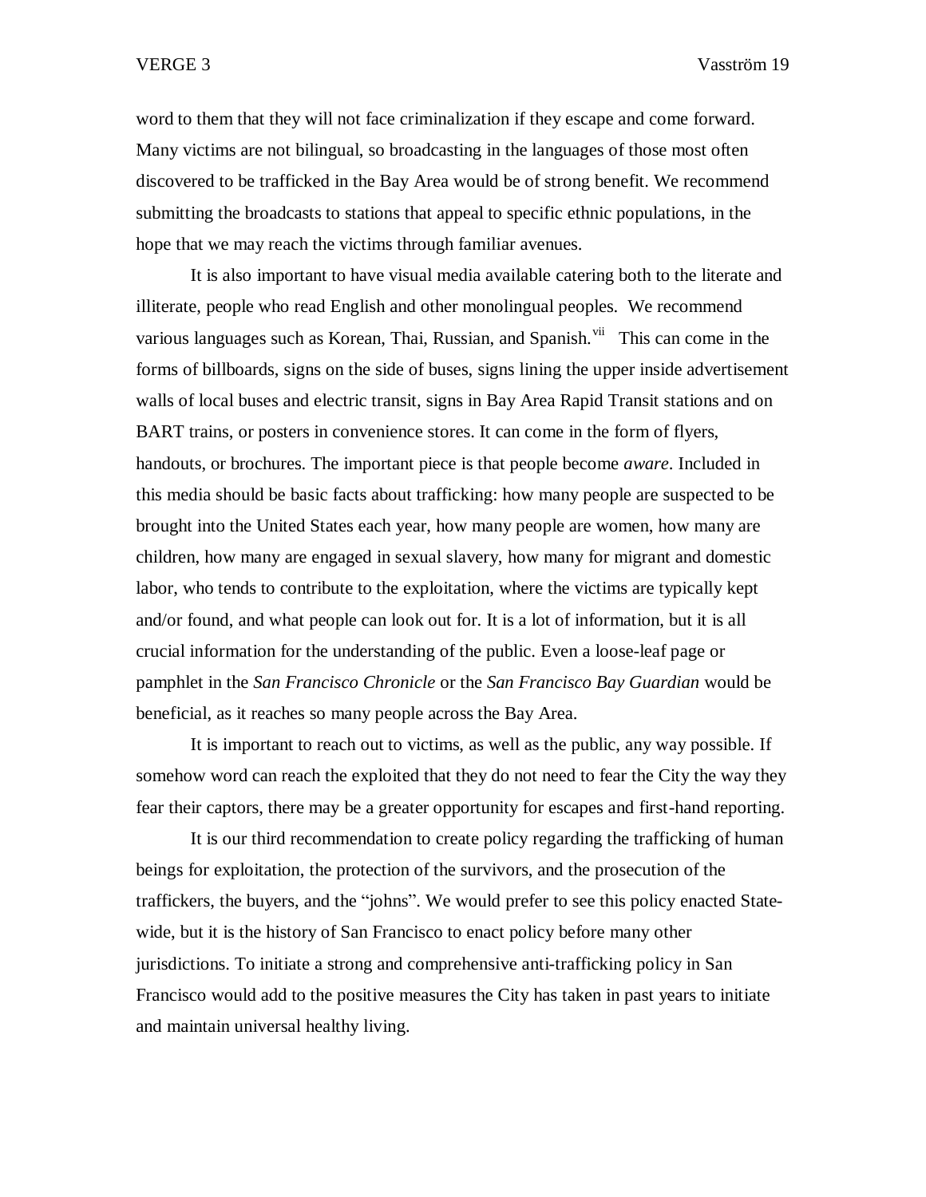word to them that they will not face criminalization if they escape and come forward. Many victims are not bilingual, so broadcasting in the languages of those most often discovered to be trafficked in the Bay Area would be of strong benefit. We recommend submitting the broadcasts to stations that appeal to specific ethnic populations, in the hope that we may reach the victims through familiar avenues.

It is also important to have visual media available catering both to the literate and illiterate, people who read English and other monolingual peoples. We recommend various languages such as Korean, Thai, Russian, and Spanish.[vii] This can come in the forms of billboards, signs on the side of buses, signs lining the upper inside advertisement walls of local buses and electric transit, signs in Bay Area Rapid Transit stations and on BART trains, or posters in convenience stores. It can come in the form of flyers, handouts, or brochures. The important piece is that people become *aware*. Included in this media should be basic facts about trafficking: how many people are suspected to be brought into the United States each year, how many people are women, how many are children, how many are engaged in sexual slavery, how many for migrant and domestic labor, who tends to contribute to the exploitation, where the victims are typically kept and/or found, and what people can look out for. It is a lot of information, but it is all crucial information for the understanding of the public. Even a loose-leaf page or pamphlet in the *San Francisco Chronicle* or the *San Francisco Bay Guardian* would be beneficial, as it reaches so many people across the Bay Area.

It is important to reach out to victims, as well as the public, any way possible. If somehow word can reach the exploited that they do not need to fear the City the way they fear their captors, there may be a greater opportunity for escapes and first-hand reporting.

It is our third recommendation to create policy regarding the trafficking of human beings for exploitation, the protection of the survivors, and the prosecution of the traffickers, the buyers, and the "johns". We would prefer to see this policy enacted State-wide, but it is the history of San Francisco to enact policy before many other jurisdictions. To initiate a strong and comprehensive anti-trafficking policy in San Francisco would add to the positive measures the City has taken in past years to initiate and maintain universal healthy living.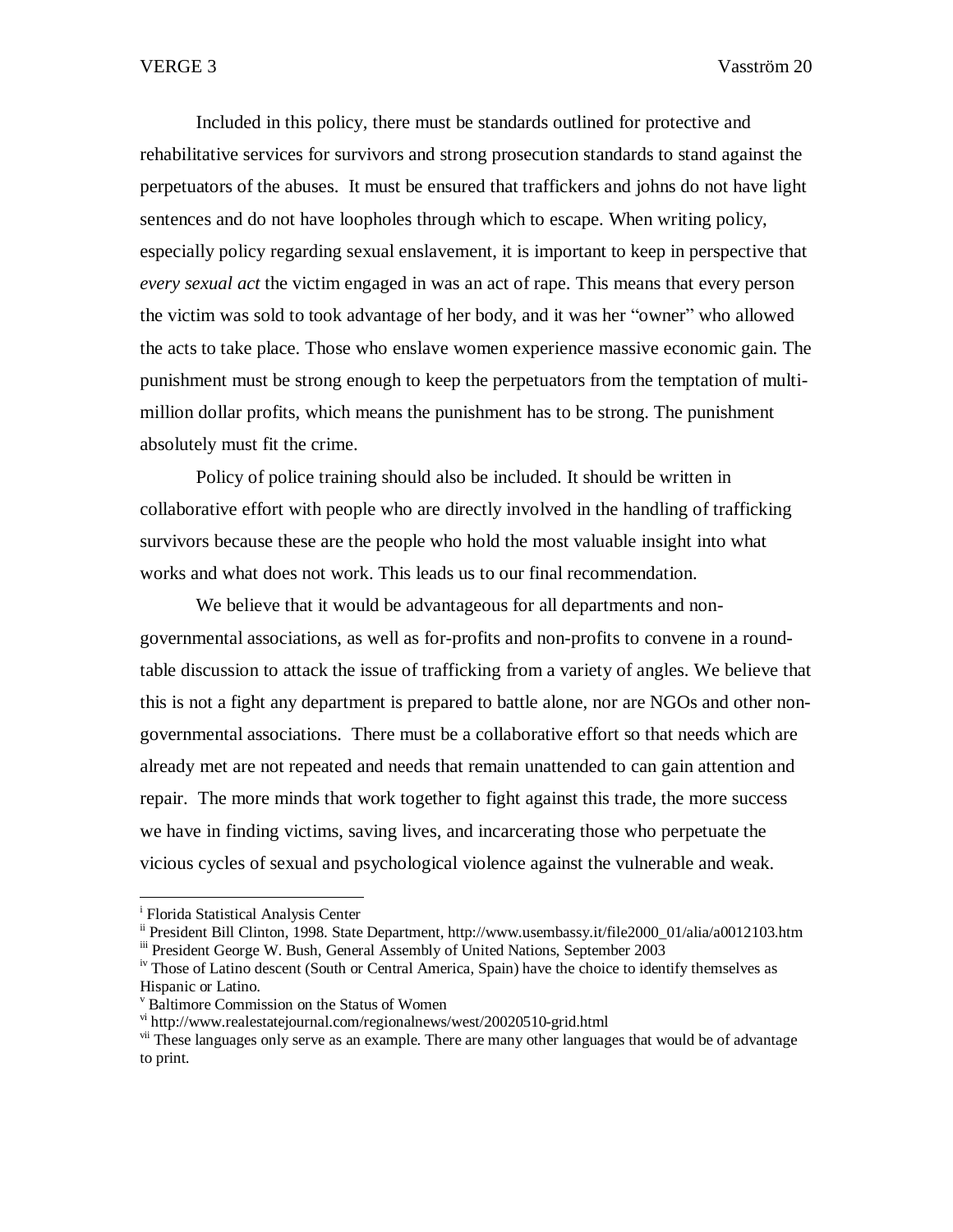Included in this policy, there must be standards outlined for protective and rehabilitative services for survivors and strong prosecution standards to stand against the perpetuators of the abuses. It must be ensured that traffickers and johns do not have light sentences and do not have loopholes through which to escape. When writing policy, especially policy regarding sexual enslavement, it is important to keep in perspective that *every sexual act* the victim engaged in was an act of rape. This means that every person the victim was sold to took advantage of her body, and it was her "owner" who allowed the acts to take place. Those who enslave women experience massive economic gain. The punishment must be strong enough to keep the perpetuators from the temptation of multi-million dollar profits, which means the punishment has to be strong. The punishment absolutely must fit the crime.

Policy of police training should also be included. It should be written in collaborative effort with people who are directly involved in the handling of trafficking survivors because these are the people who hold the most valuable insight into what works and what does not work. This leads us to our final recommendation.

We believe that it would be advantageous for all departments and non-governmental associations, as well as for-profits and non-profits to convene in a round-table discussion to attack the issue of trafficking from a variety of angles. We believe that this is not a fight any department is prepared to battle alone, nor are NGOs and other non-governmental associations. There must be a collaborative effort so that needs which are already met are not repeated and needs that remain unattended to can gain attention and repair. The more minds that work together to fight against this trade, the more success we have in finding victims, saving lives, and incarcerating those who perpetuate the vicious cycles of sexual and psychological violence against the vulnerable and weak.

---

[i] Florida Statistical Analysis Center

[ii] President Bill Clinton, 1998. State Department, http://www.usembassy.it/file2000_01/alia/a0012103.htm

[iii] President George W. Bush, General Assembly of United Nations, September 2003

[iv] Those of Latino descent (South or Central America, Spain) have the choice to identify themselves as Hispanic or Latino.

[v] Baltimore Commission on the Status of Women

[vi] http://www.realestatejournal.com/regionalnews/west/20020510-grid.html

[vii] These languages only serve as an example. There are many other languages that would be of advantage to print.